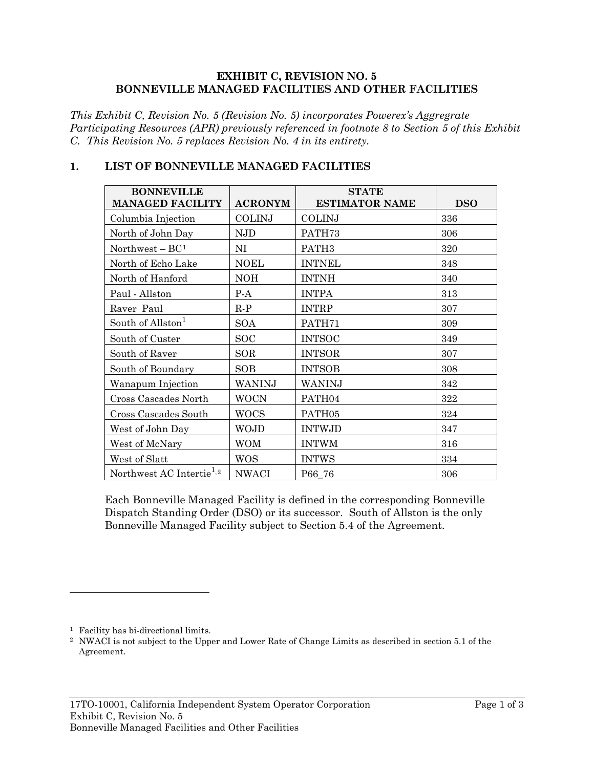# EXHIBIT C, REVISION NO. 5
# BONNEVILLE MANAGED FACILITIES AND OTHER FACILITIES

*This Exhibit C, Revision No. 5 (Revision No. 5) incorporates Powerex's Aggregrate Participating Resources (APR) previously referenced in footnote 8 to Section 5 of this Exhibit C. This Revision No. 5 replaces Revision No. 4 in its entirety.*

## 1. LIST OF BONNEVILLE MANAGED FACILITIES

| BONNEVILLE MANAGED FACILITY | ACRONYM | STATE ESTIMATOR NAME | DSO |
|---|---|---|---|
| Columbia Injection | COLINJ | COLINJ | 336 |
| North of John Day | NJD | PATH73 | 306 |
| Northwest – BC[1] | NI | PATH3 | 320 |
| North of Echo Lake | NOEL | INTNEL | 348 |
| North of Hanford | NOH | INTNH | 340 |
| Paul - Allston | P-A | INTPA | 313 |
| Raver Paul | R-P | INTRP | 307 |
| South of Allston[1] | SOA | PATH71 | 309 |
| South of Custer | SOC | INTSOC | 349 |
| South of Raver | SOR | INTSOR | 307 |
| South of Boundary | SOB | INTSOB | 308 |
| Wanapum Injection | WANINJ | WANINJ | 342 |
| Cross Cascades North | WOCN | PATH04 | 322 |
| Cross Cascades South | WOCS | PATH05 | 324 |
| West of John Day | WOJD | INTWJD | 347 |
| West of McNary | WOM | INTWM | 316 |
| West of Slatt | WOS | INTWS | 334 |
| Northwest AC Intertie[1,2] | NWACI | P66_76 | 306 |

Each Bonneville Managed Facility is defined in the corresponding Bonneville Dispatch Standing Order (DSO) or its successor. South of Allston is the only Bonneville Managed Facility subject to Section 5.4 of the Agreement.

---

[1] Facility has bi-directional limits.

[2] NWACI is not subject to the Upper and Lower Rate of Change Limits as described in section 5.1 of the Agreement.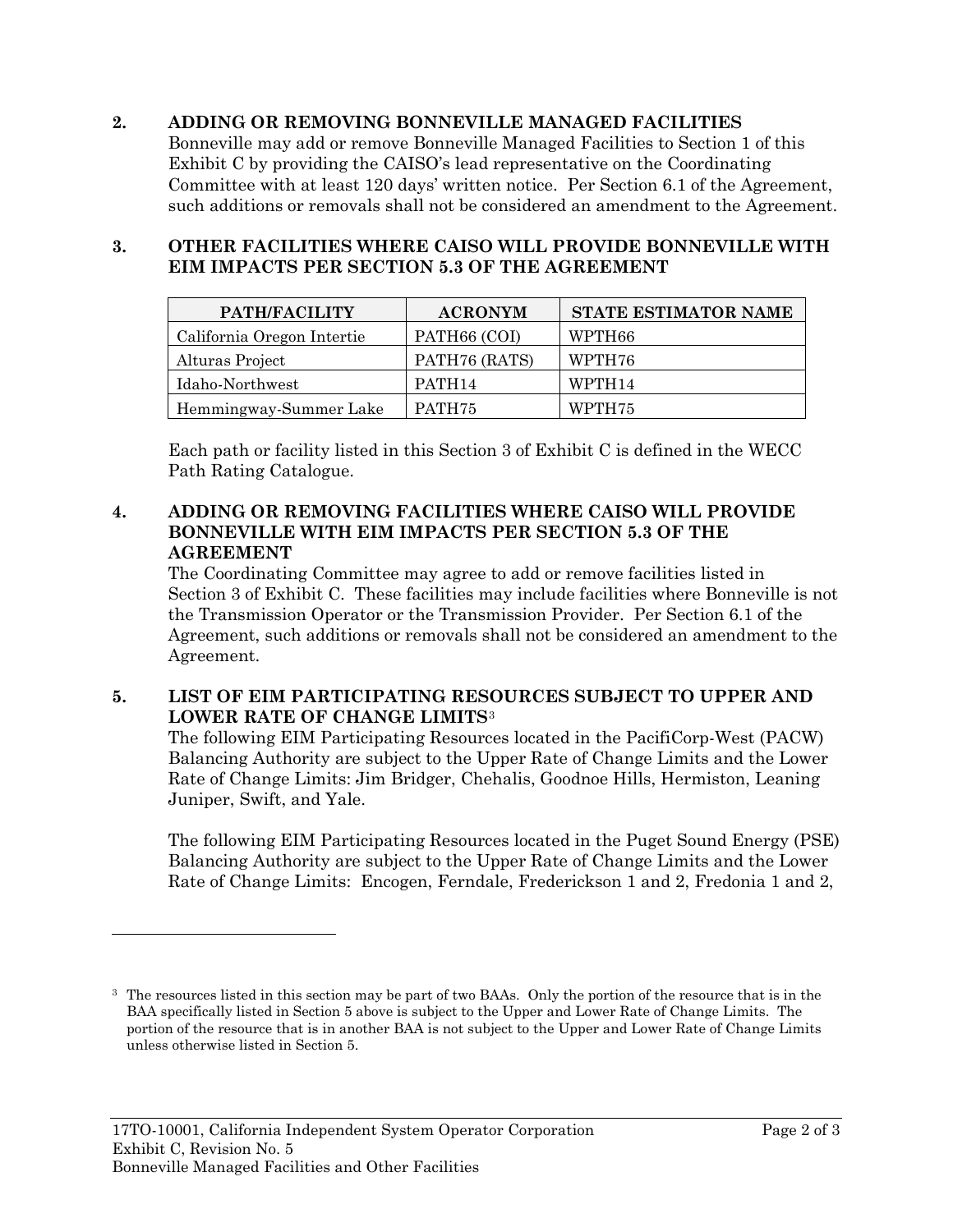## 2. ADDING OR REMOVING BONNEVILLE MANAGED FACILITIES

Bonneville may add or remove Bonneville Managed Facilities to Section 1 of this Exhibit C by providing the CAISO's lead representative on the Coordinating Committee with at least 120 days' written notice. Per Section 6.1 of the Agreement, such additions or removals shall not be considered an amendment to the Agreement.

## 3. OTHER FACILITIES WHERE CAISO WILL PROVIDE BONNEVILLE WITH EIM IMPACTS PER SECTION 5.3 OF THE AGREEMENT

| PATH/FACILITY | ACRONYM | STATE ESTIMATOR NAME |
|---|---|---|
| California Oregon Intertie | PATH66 (COI) | WPTH66 |
| Alturas Project | PATH76 (RATS) | WPTH76 |
| Idaho-Northwest | PATH14 | WPTH14 |
| Hemmingway-Summer Lake | PATH75 | WPTH75 |

Each path or facility listed in this Section 3 of Exhibit C is defined in the WECC Path Rating Catalogue.

## 4. ADDING OR REMOVING FACILITIES WHERE CAISO WILL PROVIDE BONNEVILLE WITH EIM IMPACTS PER SECTION 5.3 OF THE AGREEMENT

The Coordinating Committee may agree to add or remove facilities listed in Section 3 of Exhibit C. These facilities may include facilities where Bonneville is not the Transmission Operator or the Transmission Provider. Per Section 6.1 of the Agreement, such additions or removals shall not be considered an amendment to the Agreement.

## 5. LIST OF EIM PARTICIPATING RESOURCES SUBJECT TO UPPER AND LOWER RATE OF CHANGE LIMITS[3]

The following EIM Participating Resources located in the PacifiCorp-West (PACW) Balancing Authority are subject to the Upper Rate of Change Limits and the Lower Rate of Change Limits: Jim Bridger, Chehalis, Goodnoe Hills, Hermiston, Leaning Juniper, Swift, and Yale.

The following EIM Participating Resources located in the Puget Sound Energy (PSE) Balancing Authority are subject to the Upper Rate of Change Limits and the Lower Rate of Change Limits: Encogen, Ferndale, Frederickson 1 and 2, Fredonia 1 and 2,

---

[3] The resources listed in this section may be part of two BAAs. Only the portion of the resource that is in the BAA specifically listed in Section 5 above is subject to the Upper and Lower Rate of Change Limits. The portion of the resource that is in another BAA is not subject to the Upper and Lower Rate of Change Limits unless otherwise listed in Section 5.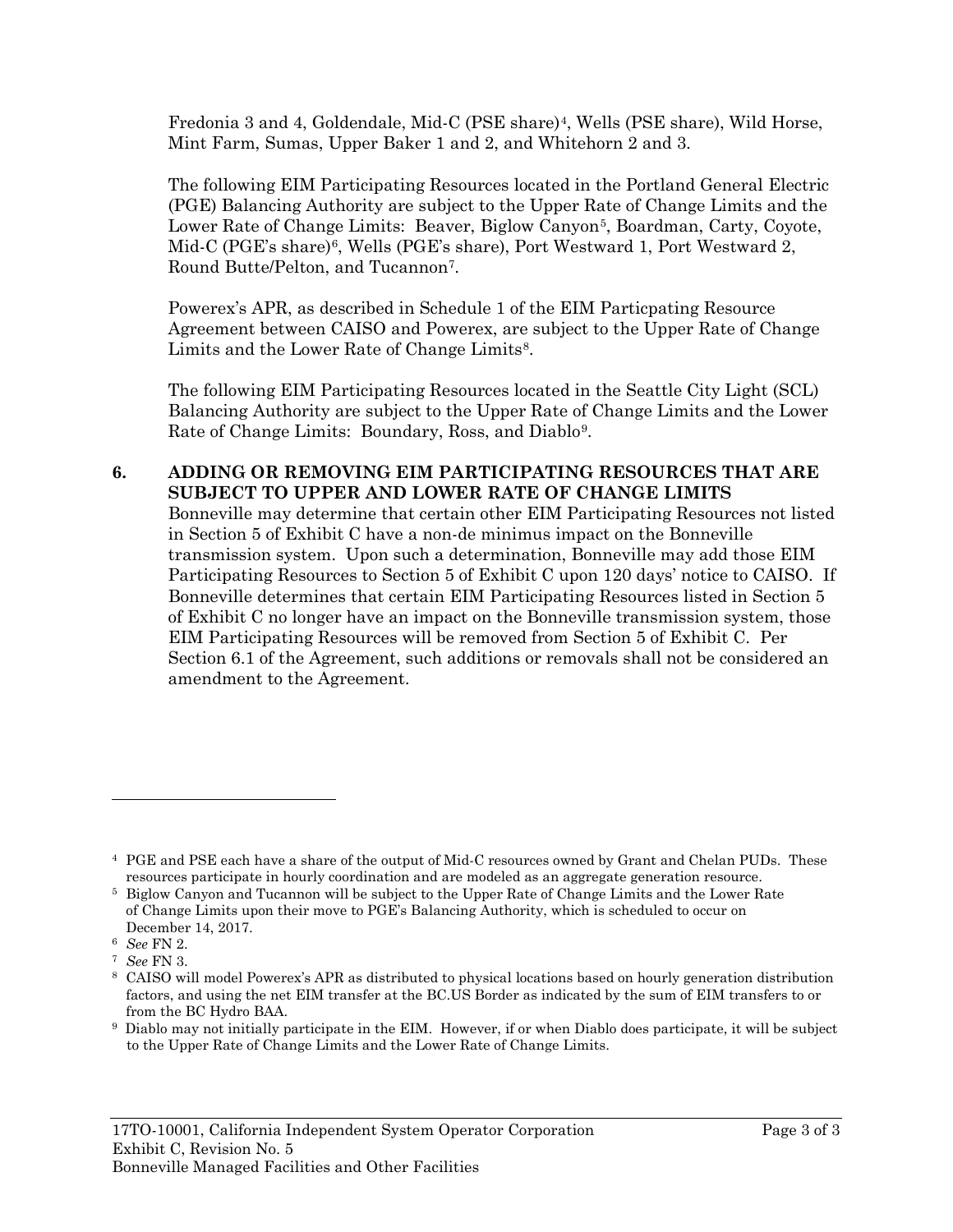Fredonia 3 and 4, Goldendale, Mid-C (PSE share)[4], Wells (PSE share), Wild Horse, Mint Farm, Sumas, Upper Baker 1 and 2, and Whitehorn 2 and 3.

The following EIM Participating Resources located in the Portland General Electric (PGE) Balancing Authority are subject to the Upper Rate of Change Limits and the Lower Rate of Change Limits: Beaver, Biglow Canyon[5], Boardman, Carty, Coyote, Mid-C (PGE's share)[6], Wells (PGE's share), Port Westward 1, Port Westward 2, Round Butte/Pelton, and Tucannon[7].

Powerex's APR, as described in Schedule 1 of the EIM Particpating Resource Agreement between CAISO and Powerex, are subject to the Upper Rate of Change Limits and the Lower Rate of Change Limits[8].

The following EIM Participating Resources located in the Seattle City Light (SCL) Balancing Authority are subject to the Upper Rate of Change Limits and the Lower Rate of Change Limits: Boundary, Ross, and Diablo[9].

## 6. ADDING OR REMOVING EIM PARTICIPATING RESOURCES THAT ARE SUBJECT TO UPPER AND LOWER RATE OF CHANGE LIMITS

Bonneville may determine that certain other EIM Participating Resources not listed in Section 5 of Exhibit C have a non-de minimus impact on the Bonneville transmission system. Upon such a determination, Bonneville may add those EIM Participating Resources to Section 5 of Exhibit C upon 120 days' notice to CAISO. If Bonneville determines that certain EIM Participating Resources listed in Section 5 of Exhibit C no longer have an impact on the Bonneville transmission system, those EIM Participating Resources will be removed from Section 5 of Exhibit C. Per Section 6.1 of the Agreement, such additions or removals shall not be considered an amendment to the Agreement.

---

[4] PGE and PSE each have a share of the output of Mid-C resources owned by Grant and Chelan PUDs. These resources participate in hourly coordination and are modeled as an aggregate generation resource.

[5] Biglow Canyon and Tucannon will be subject to the Upper Rate of Change Limits and the Lower Rate of Change Limits upon their move to PGE's Balancing Authority, which is scheduled to occur on December 14, 2017.

[6] *See* FN 2.

[7] *See* FN 3.

[8] CAISO will model Powerex's APR as distributed to physical locations based on hourly generation distribution factors, and using the net EIM transfer at the BC.US Border as indicated by the sum of EIM transfers to or from the BC Hydro BAA.

[9] Diablo may not initially participate in the EIM. However, if or when Diablo does participate, it will be subject to the Upper Rate of Change Limits and the Lower Rate of Change Limits.